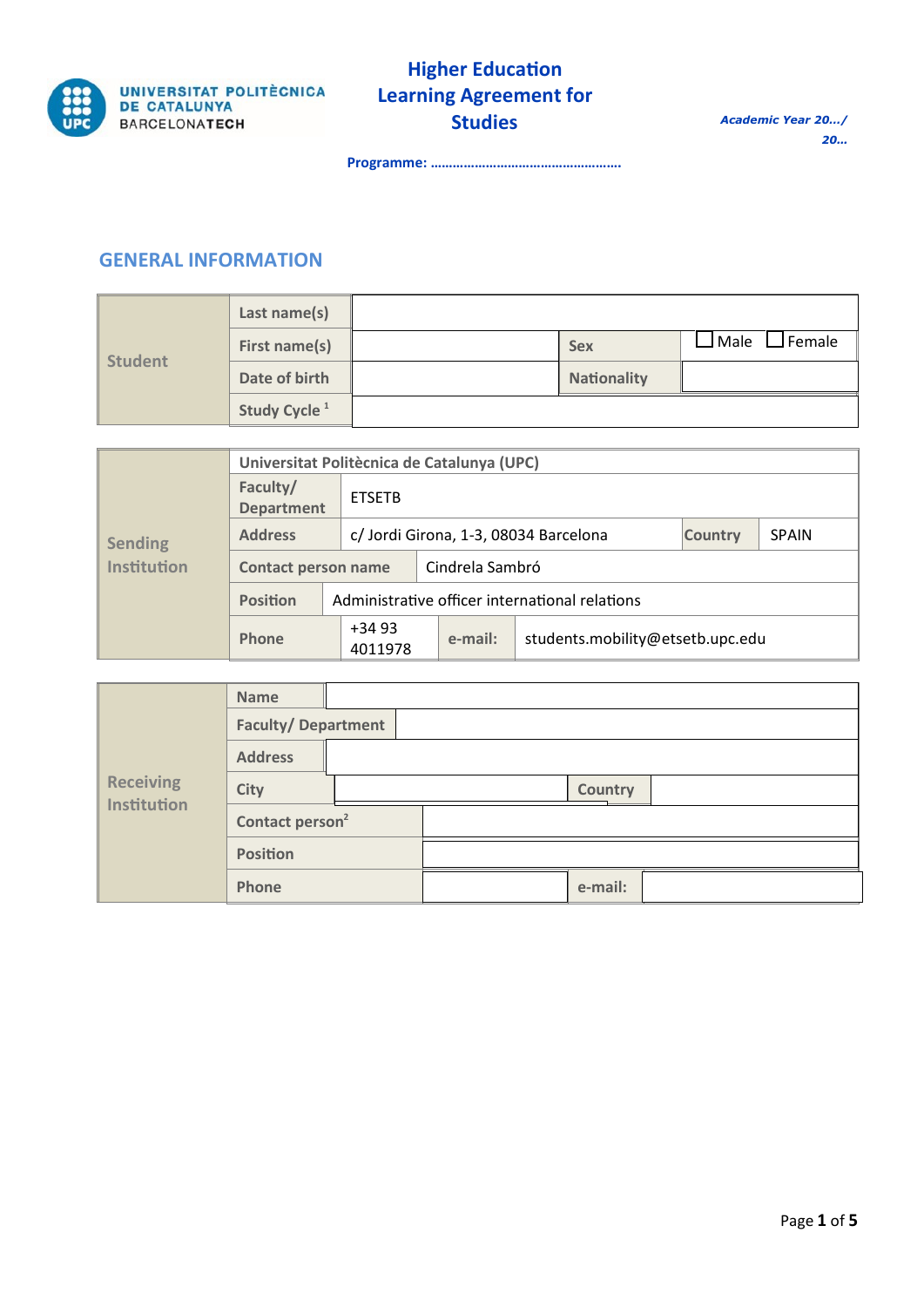# Higher Education Learning Agreement for Studies

*Academic Year 20…/ 20…*

**Programme: …………………………………………….**

## GENERAL INFORMATION

| Student | | | | |
|---|---|---|---|---|
| | Last name(s) | | | |
| | First name(s) | | Sex | ☐ Male ☐ Female |
| | Date of birth | | Nationality | |
| | Study Cycle [1] | | | |

| Sending Institution | | | | |
|---|---|---|---|---|
| | Universitat Politècnica de Catalunya (UPC) | | | |
| | Faculty/ Department | ETSETB | | |
| | Address | c/ Jordi Girona, 1-3, 08034 Barcelona | Country | SPAIN |
| | Contact person name | Cindrela Sambró | | |
| | Position | Administrative officer international relations | | |
| | Phone | +34 93 4011978 | e-mail: | students.mobility@etsetb.upc.edu |

| Receiving Institution | | | | |
|---|---|---|---|---|
| | Name | | | |
| | Faculty/ Department | | | |
| | Address | | | |
| | City | | Country | |
| | Contact person[2] | | | |
| | Position | | | |
| | Phone | | e-mail: | |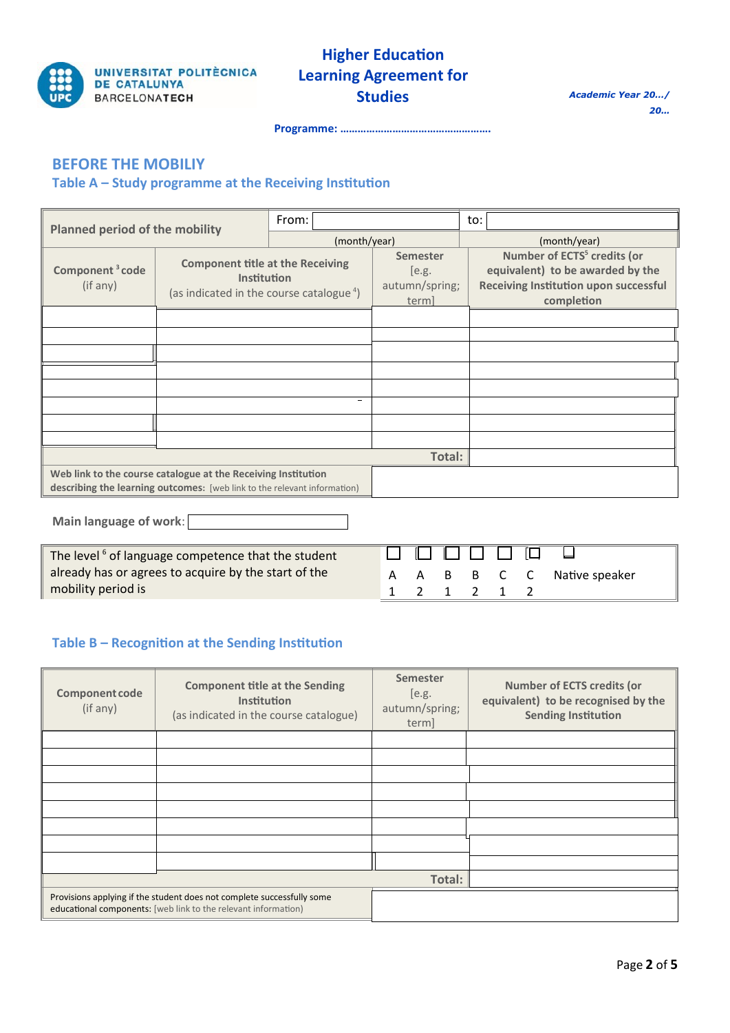# Higher Education Learning Agreement for Studies

UNIVERSITAT POLITÈCNICA DE CATALUNYA BARCELONATECH

*Academic Year 20…/ 20…*

**Programme: ……………………………………………**

## BEFORE THE MOBILIY

### Table A – Study programme at the Receiving Institution

| **Planned period of the mobility** | From: | | to: |
|---|---|---|---|
| | (month/year) | | (month/year) |
| **Component [3] code** (if any) | **Component title at the Receiving Institution** (as indicated in the course catalogue [4]) | **Semester** [e.g. autumn/spring; term] | **Number of ECTS[5] credits (or equivalent) to be awarded by the Receiving Institution upon successful completion** |
| | | | |
| | | | |
| | | | |
| | | | |
| | | | |
| | | | |
| | | | |
| | | | |
| | | **Total:** | |
| **Web link to the course catalogue at the Receiving Institution describing the learning outcomes:** [web link to the relevant information] | | | |

**Main language of work**:

| The level [6] of language competence that the student already has or agrees to acquire by the start of the mobility period is | ☐ A1 | ☐ A2 | ☐ B1 | ☐ B2 | ☐ C1 | ☐ C2 | ☐ Native speaker |
|---|---|---|---|---|---|---|---|

### Table B – Recognition at the Sending Institution

| **Component code** (if any) | **Component title at the Sending Institution** (as indicated in the course catalogue) | **Semester** [e.g. autumn/spring; term] | **Number of ECTS credits (or equivalent) to be recognised by the Sending Institution** |
|---|---|---|---|
| | | | |
| | | | |
| | | | |
| | | | |
| | | | |
| | | | |
| | | | |
| | | | |
| | | **Total:** | |
| Provisions applying if the student does not complete successfully some educational components: [web link to the relevant information] | | | |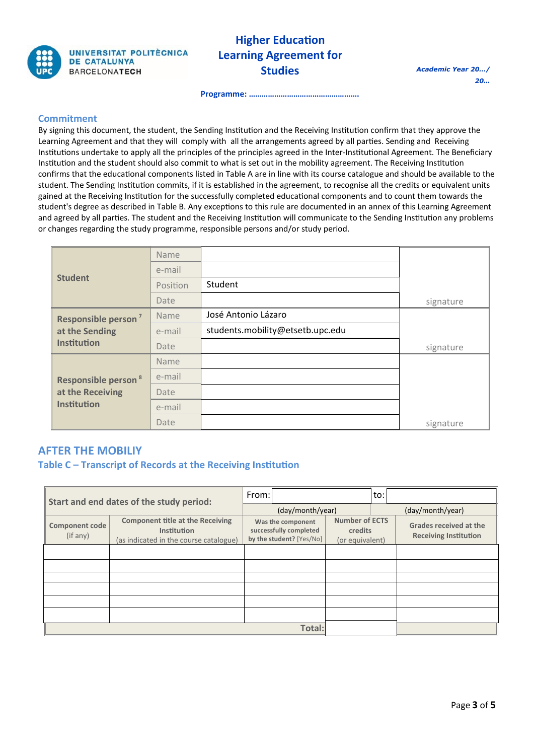UNIVERSITAT POLITÈCNICA DE CATALUNYA BARCELONATECH

# Higher Education Learning Agreement for Studies

*Academic Year 20…/ 20…*

**Programme: …………………………………………….**

## Commitment

By signing this document, the student, the Sending Institution and the Receiving Institution confirm that they approve the Learning Agreement and that they will comply with all the arrangements agreed by all parties. Sending and Receiving Institutions undertake to apply all the principles of the principles agreed in the Inter-Institutional Agreement. The Beneficiary Institution and the student should also commit to what is set out in the mobility agreement. The Receiving Institution confirms that the educational components listed in Table A are in line with its course catalogue and should be available to the student. The Sending Institution commits, if it is established in the agreement, to recognise all the credits or equivalent units gained at the Receiving Institution for the successfully completed educational components and to count them towards the student's degree as described in Table B. Any exceptions to this rule are documented in an annex of this Learning Agreement and agreed by all parties. The student and the Receiving Institution will communicate to the Sending Institution any problems or changes regarding the study programme, responsible persons and/or study period.

| | | | |
|---|---|---|---|
| **Student** | Name | | signature |
| | e-mail | | |
| | Position | Student | |
| | Date | | |
| **Responsible person [7] at the Sending Institution** | Name | José Antonio Lázaro | signature |
| | e-mail | students.mobility@etsetb.upc.edu | |
| | Date | | |
| **Responsible person [8] at the Receiving Institution** | Name | | signature |
| | e-mail | | |
| | Date | | |
| | e-mail | | |
| | Date | | |

## AFTER THE MOBILIY

### Table C – Transcript of Records at the Receiving Institution

| **Start and end dates of the study period:** | | From: (day/month/year) | | to: (day/month/year) |
|---|---|---|---|---|
| **Component code** (if any) | **Component title at the Receiving Institution** (as indicated in the course catalogue) | **Was the component successfully completed by the student?** [Yes/No] | **Number of ECTS credits** (or equivalent) | **Grades received at the Receiving Institution** |
| | | | | |
| | | | | |
| | | | | |
| | | | | |
| | | | | |
| | | | | |
| | | **Total:** | | |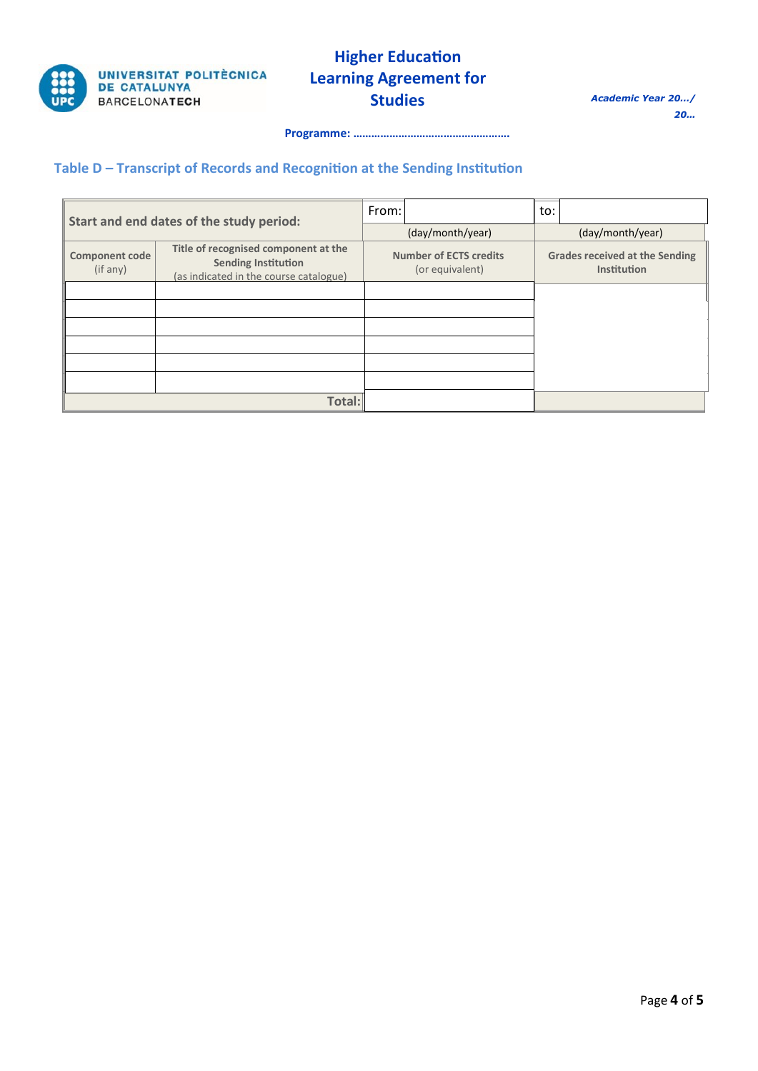**Higher Education Learning Agreement for Studies**

***Academic Year 20…/ 20…***

**Programme: …………………………………………….**

## Table D – Transcript of Records and Recognition at the Sending Institution

| Start and end dates of the study period: | | From: (day/month/year) | to: (day/month/year) |
|---|---|---|---|
| **Component code** (if any) | **Title of recognised component at the Sending Institution** (as indicated in the course catalogue) | **Number of ECTS credits** (or equivalent) | **Grades received at the Sending Institution** |
| | | | |
| | | | |
| | | | |
| | | | |
| | | | |
| | | | |
| | **Total:** | | |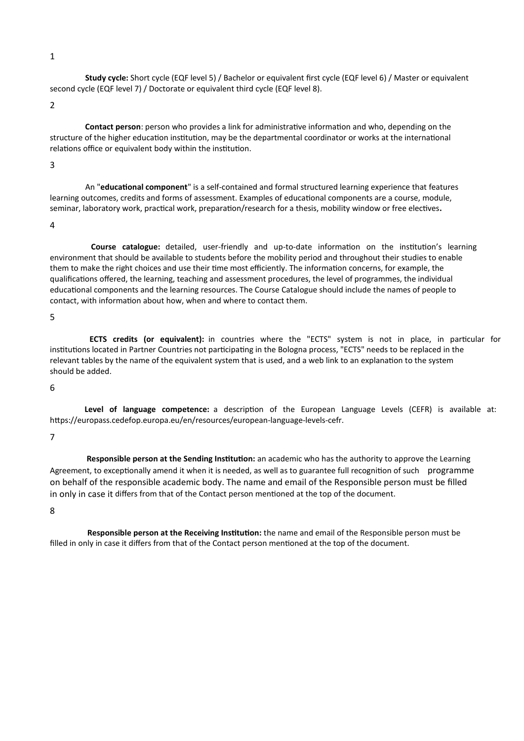1

**Study cycle:** Short cycle (EQF level 5) / Bachelor or equivalent first cycle (EQF level 6) / Master or equivalent second cycle (EQF level 7) / Doctorate or equivalent third cycle (EQF level 8).

2

**Contact person**: person who provides a link for administrative information and who, depending on the structure of the higher education institution, may be the departmental coordinator or works at the international relations office or equivalent body within the institution.

3

An "**educational component**" is a self-contained and formal structured learning experience that features learning outcomes, credits and forms of assessment. Examples of educational components are a course, module, seminar, laboratory work, practical work, preparation/research for a thesis, mobility window or free electives**.**

4

**Course catalogue:** detailed, user-friendly and up-to-date information on the institution's learning environment that should be available to students before the mobility period and throughout their studies to enable them to make the right choices and use their time most efficiently. The information concerns, for example, the qualifications offered, the learning, teaching and assessment procedures, the level of programmes, the individual educational components and the learning resources. The Course Catalogue should include the names of people to contact, with information about how, when and where to contact them.

5

**ECTS credits (or equivalent):** in countries where the "ECTS" system is not in place, in particular for institutions located in Partner Countries not participating in the Bologna process, "ECTS" needs to be replaced in the relevant tables by the name of the equivalent system that is used, and a web link to an explanation to the system should be added.

6

**Level of language competence:** a description of the European Language Levels (CEFR) is available at: https://europass.cedefop.europa.eu/en/resources/european-language-levels-cefr.

7

**Responsible person at the Sending Institution:** an academic who has the authority to approve the Learning Agreement, to exceptionally amend it when it is needed, as well as to guarantee full recognition of such programme on behalf of the responsible academic body. The name and email of the Responsible person must be filled in only in case it differs from that of the Contact person mentioned at the top of the document.

8

**Responsible person at the Receiving Institution:** the name and email of the Responsible person must be filled in only in case it differs from that of the Contact person mentioned at the top of the document.